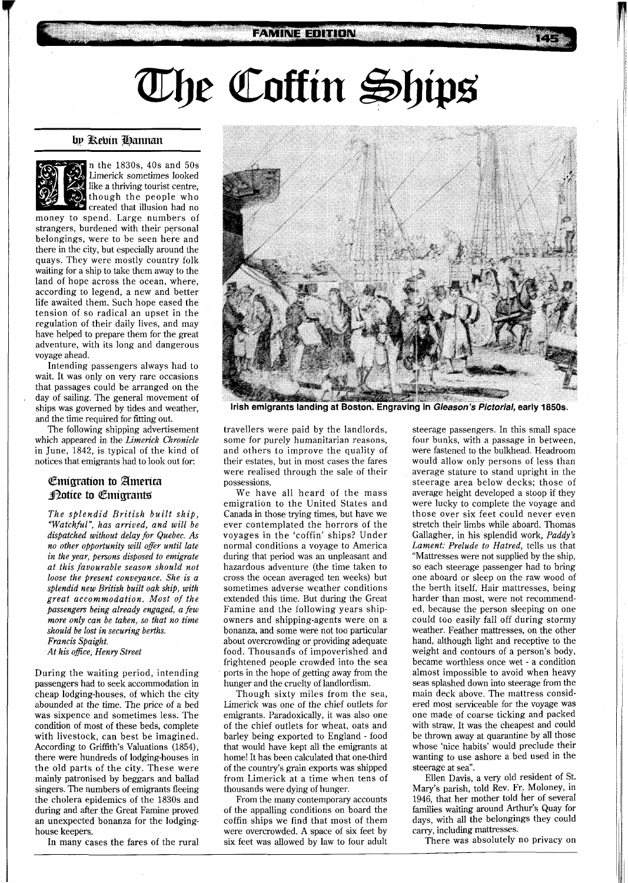# The Coffin Ships

### by Kevin Hannan

In the 1830s, 40s and 50s Limerick sometimes looked like a thriving tourist centre, though the people who created that illusion had no money to spend. Large numbers of strangers, burdened with their personal belongings, were to be seen here and there in the city, but especially around the quays. They were mostly country folk waiting for a ship to take them away to the land of hope across the ocean, where, according to legend, a new and better life awaited them. Such hope eased the tension of so radical an upset in the regulation of their daily lives, and may have helped to prepare them for the great adventure, with its long and dangerous voyage ahead.

Intending passengers always had to wait. It was only on very rare occasions that passages could be arranged on the day of sailing. The general movement of ships was governed by tides and weather, and the time required for fitting out.

The following shipping advertisement which appeared in the *Limerick Chronicle* in June, 1842, is typical of the kind of notices that emigrants had to look out for:

### Emigration to America
### Notice to Emigrants

*The splendid British built ship, "Watchful", has arrived, and will be dispatched without delay for Quebec. As no other opportunity will offer until late in the year, persons disposed to emigrate at this favourable season should not loose the present conveyance. She is a splendid new British built oak ship, with great accommodation. Most of the passengers being already engaged, a few more only can be taken, so that no time should be lost in securing berths.*
*Francis Spaight.*
*At his office, Henry Street*

During the waiting period, intending passengers had to seek accommodation in cheap lodging-houses, of which the city abounded at the time. The price of a bed was sixpence and sometimes less. The condition of most of these beds, complete with livestock, can best be imagined. According to Griffith's Valuations (1854), there were hundreds of lodging-houses in the old parts of the city. These were mainly patronised by beggars and ballad singers. The numbers of emigrants fleeing the cholera epidemics of the 1830s and during and after the Great Famine proved an unexpected bonanza for the lodging-house keepers.

In many cases the fares of the rural travellers were paid by the landlords, some for purely humanitarian reasons, and others to improve the quality of their estates, but in most cases the fares were realised through the sale of their possessions.

**Irish emigrants landing at Boston. Engraving in *Gleason's Pictorial*, early 1850s.**

We have all heard of the mass emigration to the United States and Canada in those trying times, but have we ever contemplated the horrors of the voyages in the 'coffin' ships? Under normal conditions a voyage to America during that period was an unpleasant and hazardous adventure (the time taken to cross the ocean averaged ten weeks) but sometimes adverse weather conditions extended this time. But during the Great Famine and the following years ship-owners and shipping-agents were on a bonanza, and some were not too particular about overcrowding or providing adequate food. Thousands of impoverished and frightened people crowded into the sea ports in the hope of getting away from the hunger and the cruelty of landlordism.

Though sixty miles from the sea, Limerick was one of the chief outlets for emigrants. Paradoxically, it was also one of the chief outlets for wheat, oats and barley being exported to England - food that would have kept all the emigrants at home! It has been calculated that one-third of the country's grain exports was shipped from Limerick at a time when tens of thousands were dying of hunger.

From the many contemporary accounts of the appalling conditions on board the coffin ships we find that most of them were overcrowded. A space of six feet by six feet was allowed by law to four adult steerage passengers. In this small space four bunks, with a passage in between, were fastened to the bulkhead. Headroom would allow only persons of less than average stature to stand upright in the steerage area below decks; those of average height developed a stoop if they were lucky to complete the voyage and those over six feet could never even stretch their limbs while aboard. Thomas Gallagher, in his splendid work, *Paddy's Lament: Prelude to Hatred,* tells us that "Mattresses were not supplied by the ship, so each steerage passenger had to bring one aboard or sleep on the raw wood of the berth itself. Hair mattresses, being harder than most, were not recommended, because the person sleeping on one could too easily fall off during stormy weather. Feather mattresses, on the other hand, although light and receptive to the weight and contours of a person's body, became worthless once wet - a condition almost impossible to avoid when heavy seas splashed down into steerage from the main deck above. The mattress considered most serviceable for the voyage was one made of coarse ticking and packed with straw. It was the cheapest and could be thrown away at quarantine by all those whose 'nice habits' would preclude their wanting to use ashore a bed used in the steerage at sea".

Ellen Davis, a very old resident of St. Mary's parish, told Rev. Fr. Moloney, in 1946, that her mother told her of several families waiting around Arthur's Quay for days, with all the belongings they could carry, including mattresses.

There was absolutely no privacy on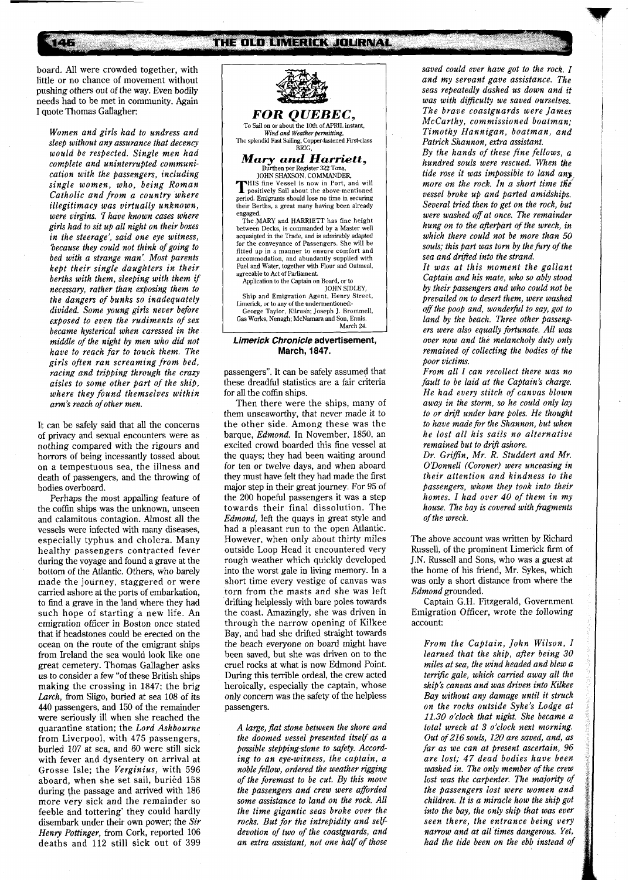board. All were crowded together, with little or no chance of movement without pushing others out of the way. Even bodily needs had to be met in community. Again I quote Thomas Gallagher:

> *Women and girls had to undress and sleep without any assurance that decency would be respected. Single men had complete and uninterrupted communication with the passengers, including single women, who, being Roman Catholic and from a country where illegitimacy was virtually unknown, were virgins. 'I have known cases where girls had to sit up all night on their boxes in the steerage', said one eye witness, 'because they could not think of going to bed with a strange man'. Most parents kept their single daughters in their berths with them, sleeping with them if necessary, rather than exposing them to the dangers of bunks so inadequately divided. Some young girls never before exposed to even the rudiments of sex became hysterical when caressed in the middle of the night by men who did not have to reach far to touch them. The girls often ran screaming from bed, racing and tripping through the crazy aisles to some other part of the ship, where they found themselves within arm's reach of other men.*

It can be safely said that all the concerns of privacy and sexual encounters were as nothing compared with the rigours and horrors of being incessantly tossed about on a tempestuous sea, the illness and death of passengers, and the throwing of bodies overboard.

Perhaps the most appalling feature of the coffin ships was the unknown, unseen and calamitous contagion. Almost all the vessels were infected with many diseases, especially typhus and cholera. Many healthy passengers contracted fever during the voyage and found a grave at the bottom of the Atlantic. Others, who barely made the journey, staggered or were carried ashore at the ports of embarkation, to find a grave in the land where they had such hope of starting a new life. An emigration officer in Boston once stated that if headstones could be erected on the ocean on the route of the emigrant ships from Ireland the sea would look like one great cemetery. Thomas Gallagher asks us to consider a few "of these British ships making the crossing in 1847: the brig *Larch*, from Sligo, buried at sea 108 of its 440 passengers, and 150 of the remainder were seriously ill when she reached the quarantine station; the *Lord Ashbourne* from Liverpool, with 475 passengers, buried 107 at sea, and 60 were still sick with fever and dysentery on arrival at Grosse Isle; the *Verginius*, with 596 aboard, when she set sail, buried 158 during the passage and arrived with 186 more very sick and the remainder so feeble and tottering' they could hardly disembark under their own power; the *Sir Henry Pottinger*, from Cork, reported 106 deaths and 112 still sick out of 399 passengers". It can be safely assumed that these dreadful statistics are a fair criteria for all the coffin ships.

> ***FOR QUEBEC,***
>
> To Sail on or about the 10th of APRIL instant,
> *Wind and Weather permitting,*
> The splendid Fast Sailing, Copper-fastened First-class BRIG,
>
> ***Mary and Harriett,***
>
> Burthen per Register 322 Tons,
> JOHN SHAXSON, COMMANDER.
>
> THIS fine Vessel is now in Port, and will positively Sail about the above-mentioned period. Emigrants should lose no time in securing their Berths, a great many having been already engaged.
>
> The MARY and HARRIETT has fine height between Decks, is commanded by a Master well acquainted in the Trade, and is admirably adapted for the conveyance of Passengers. She will be fitted up in a manner to ensure comfort and accommodation, and abundantly supplied with Fuel and Water, together with Flour and Oatmeal, agreeable to Act of Parliament.
>
> Application to the Captain on Board, or to
> JOHN SIDLEY,
> Ship and Emigration Agent, Henry Street, Limerick, or to any of the undermentioned:-
> George Taylor, Kilrush; Joseph J. Brommell, Gas Works, Nenagh; McNamara and Son, Ennis.
> March 24.

***Limerick Chronicle* advertisement, March, 1847.**

Then there were the ships, many of them unseaworthy, that never made it to the other side. Among these was the barque, *Edmond*. In November, 1850, an excited crowd boarded this fine vessel at the quays; they had been waiting around for ten or twelve days, and when aboard they must have felt they had made the first major step in their great journey. For 95 of the 200 hopeful passengers it was a step towards their final dissolution. The *Edmond*, left the quays in great style and had a pleasant run to the open Atlantic. However, when only about thirty miles outside Loop Head it encountered very rough weather which quickly developed into the worst gale in living memory. In a short time every vestige of canvas was torn from the masts and she was left drifting helplessly with bare poles towards the coast. Amazingly, she was driven in through the narrow opening of Kilkee Bay, and had she drifted straight towards the beach everyone on board might have been saved, but she was driven on to the cruel rocks at what is now Edmond Point. During this terrible ordeal, the crew acted heroically, especially the captain, whose only concern was the safety of the helpless passengers.

> *A large, flat stone between the shore and the doomed vessel presented itself as a possible stepping-stone to safety. According to an eye-witness, the captain, a noble fellow, ordered the weather rigging of the foremast to be cut. By this move the passengers and crew were afforded some assistance to land on the rock. All the time gigantic seas broke over the rocks. But for the intrepidity and self-devotion of two of the coastguards, and an extra assistant, not one half of those saved could ever have got to the rock. I and my servant gave assistance. The seas repeatedly dashed us down and it was with difficulty we saved ourselves. The brave coastguards were James McCarthy, commissioned boatman; Timothy Hannigan, boatman, and Patrick Shannon, extra assistant.*
>
> *By the hands of these fine fellows, a hundred souls were rescued. When the tide rose it was impossible to land any more on the rock. In a short time the vessel broke up and parted amidships. Several tried then to get on the rock, but were washed off at once. The remainder hung on to the afterpart of the wreck, in which there could not be more than 50 souls; this part was torn by the fury of the sea and drifted into the strand.*
>
> *It was at this moment the gallant Captain and his mate, who so ably stood by their passengers and who could not be prevailed on to desert them, were washed off the poop and, wonderful to say, got to land by the beach. Three other passengers were also equally fortunate. All was over now and the melancholy duty only remained of collecting the bodies of the poor victims.*
>
> *From all I can recollect there was no fault to be laid at the Captain's charge. He had every stitch of canvas blown away in the storm, so he could only lay to or drift under bare poles. He thought to have made for the Shannon, but when he lost all his sails no alternative remained but to drift ashore.*
>
> *Dr. Griffin, Mr. R. Studdert and Mr. O'Donnell (Coroner) were unceasing in their attention and kindness to the passengers, whom they took into their homes. I had over 40 of them in my house. The bay is covered with fragments of the wreck.*

The above account was written by Richard Russell, of the prominent Limerick firm of J.N. Russell and Sons, who was a guest at the home of his friend, Mr. Sykes, which was only a short distance from where the *Edmond* grounded.

Captain G.H. Fitzgerald, Government Emigration Officer, wrote the following account:

> *From the Captain, John Wilson, I learned that the ship, after being 30 miles at sea, the wind headed and blew a terrific gale, which carried away all the ship's canvas and was driven into Kilkee Bay without any damage until it struck on the rocks outside Syke's Lodge at 11.30 o'clock that night. She became a total wreck at 3 o'clock next morning. Out of 216 souls, 120 are saved, and, as far as we can at present ascertain, 96 are lost; 47 dead bodies have been washed in. The only member of the crew lost was the carpenter. The majority of the passengers lost were women and children. It is a miracle how the ship got into the bay, the only ship that was ever seen there, the entrance being very narrow and at all times dangerous. Yet, had the tide been on the ebb instead of*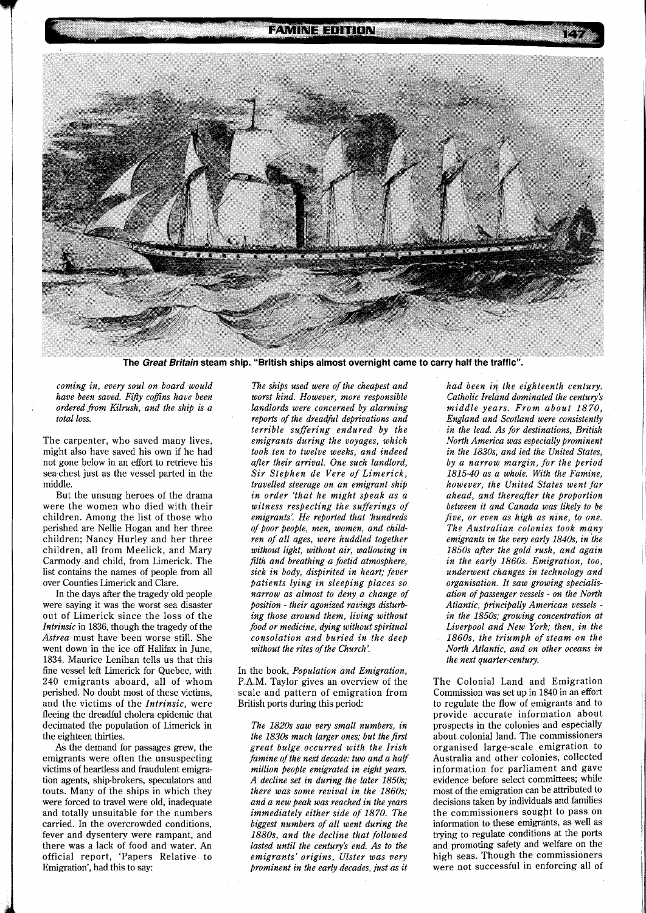The **Great Britain** steam ship. "British ships almost overnight came to carry half the traffic".

*coming in, every soul on board would have been saved. Fifty coffins have been ordered from Kilrush, and the ship is a total loss.*

The carpenter, who saved many lives, might also have saved his own if he had not gone below in an effort to retrieve his sea-chest just as the vessel parted in the middle.

But the unsung heroes of the drama were the women who died with their children. Among the list of those who perished are Nellie Hogan and her three children; Nancy Hurley and her three children, all from Meelick, and Mary Carmody and child, from Limerick. The list contains the names of people from all over Counties Limerick and Clare.

In the days after the tragedy old people were saying it was the worst sea disaster out of Limerick since the loss of the *Intrinsic* in 1836, though the tragedy of the *Astrea* must have been worse still. She went down in the ice off Halifax in June, 1834. Maurice Lenihan tells us that this fine vessel left Limerick for Quebec, with 240 emigrants aboard, all of whom perished. No doubt most of these victims, and the victims of the *Intrinsic*, were fleeing the dreadful cholera epidemic that decimated the population of Limerick in the eighteen thirties.

As the demand for passages grew, the emigrants were often the unsuspecting victims of heartless and fraudulent emigration agents, ship-brokers, speculators and touts. Many of the ships in which they were forced to travel were old, inadequate and totally unsuitable for the numbers carried. In the overcrowded conditions, fever and dysentery were rampant, and there was a lack of food and water. An official report, 'Papers Relative to Emigration', had this to say:

*The ships used were of the cheapest and worst kind. However, more responsible landlords were concerned by alarming reports of the dreadful deprivations and terrible suffering endured by the emigrants during the voyages, which took ten to twelve weeks, and indeed after their arrival. One such landlord, Sir Stephen de Vere of Limerick, travelled steerage on an emigrant ship in order 'that he might speak as a witness respecting the sufferings of emigrants'. He reported that 'hundreds of poor people, men, women, and children of all ages, were huddled together without light, without air, wallowing in filth and breathing a foetid atmosphere, sick in body, dispirited in heart; fever patients lying in sleeping places so narrow as almost to deny a change of position - their agonized ravings disturbing those around them, living without food or medicine, dying without spiritual consolation and buried in the deep without the rites of the Church'.*

In the book, *Population and Emigration*, P.A.M. Taylor gives an overview of the scale and pattern of emigration from British ports during this period:

*The 1820s saw very small numbers, in the 1830s much larger ones; but the first great bulge occurred with the Irish famine of the next decade: two and a half million people emigrated in eight years. A decline set in during the later 1850s; there was some revival in the 1860s; and a new peak was reached in the years immediately either side of 1870. The biggest numbers of all went during the 1880s, and the decline that followed lasted until the century's end. As to the emigrants' origins, Ulster was very prominent in the early decades, just as it had been in the eighteenth century. Catholic Ireland dominated the century's middle years. From about 1870, England and Scotland were consistently in the lead. As for destinations, British North America was especially prominent in the 1830s, and led the United States, by a narrow margin, for the period 1815-40 as a whole. With the Famine, however, the United States went far ahead, and thereafter the proportion between it and Canada was likely to be five, or even as high as nine, to one. The Australian colonies took many emigrants in the very early 1840s, in the 1850s after the gold rush, and again in the early 1860s. Emigration, too, underwent changes in technology and organisation. It saw growing specialisation of passenger vessels - on the North Atlantic, principally American vessels - in the 1850s; growing concentration at Liverpool and New York; then, in the 1860s, the triumph of steam on the North Atlantic, and on other oceans in the next quarter-century.*

The Colonial Land and Emigration Commission was set up in 1840 in an effort to regulate the flow of emigrants and to provide accurate information about prospects in the colonies and especially about colonial land. The commissioners organised large-scale emigration to Australia and other colonies, collected information for parliament and gave evidence before select committees; while most of the emigration can be attributed to decisions taken by individuals and families the commissioners sought to pass on information to these emigrants, as well as trying to regulate conditions at the ports and promoting safety and welfare on the high seas. Though the commissioners were not successful in enforcing all of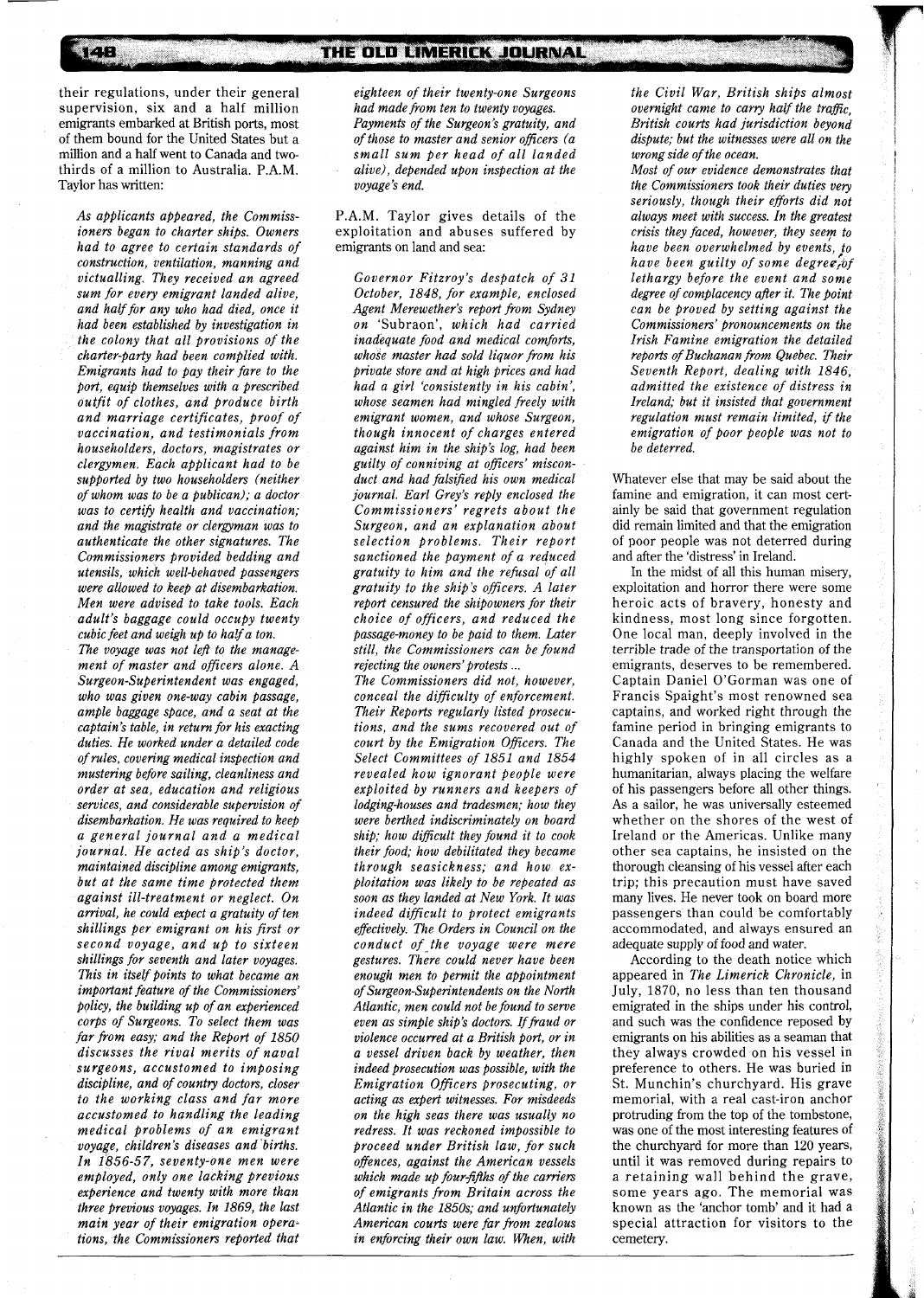their regulations, under their general supervision, six and a half million emigrants embarked at British ports, most of them bound for the United States but a million and a half went to Canada and two-thirds of a million to Australia. P.A.M. Taylor has written:

> *As applicants appeared, the Commissioners began to charter ships. Owners had to agree to certain standards of construction, ventilation, manning and victualling. They received an agreed sum for every emigrant landed alive, and half for any who had died, once it had been established by investigation in the colony that all provisions of the charter-party had been complied with. Emigrants had to pay their fare to the port, equip themselves with a prescribed outfit of clothes, and produce birth and marriage certificates, proof of vaccination, and testimonials from householders, doctors, magistrates or clergymen. Each applicant had to be supported by two householders (neither of whom was to be a publican); a doctor was to certify health and vaccination; and the magistrate or clergyman was to authenticate the other signatures. The Commissioners provided bedding and utensils, which well-behaved passengers were allowed to keep at disembarkation. Men were advised to take tools. Each adult's baggage could occupy twenty cubic feet and weigh up to half a ton.*
>
> *The voyage was not left to the management of master and officers alone. A Surgeon-Superintendent was engaged, who was given one-way cabin passage, ample baggage space, and a seat at the captain's table, in return for his exacting duties. He worked under a detailed code of rules, covering medical inspection and mustering before sailing, cleanliness and order at sea, education and religious services, and considerable supervision of disembarkation. He was required to keep a general journal and a medical journal. He acted as ship's doctor, maintained discipline among emigrants, but at the same time protected them against ill-treatment or neglect. On arrival, he could expect a gratuity of ten shillings per emigrant on his first or second voyage, and up to sixteen shillings for seventh and later voyages. This in itself points to what became an important feature of the Commissioners' policy, the building up of an experienced corps of Surgeons. To select them was far from easy; and the Report of 1850 discusses the rival merits of naval surgeons, accustomed to imposing discipline, and of country doctors, closer to the working class and far more accustomed to handling the leading medical problems of an emigrant voyage, children's diseases and births. In 1856-57, seventy-one men were employed, only one lacking previous experience and twenty with more than three previous voyages. In 1869, the last main year of their emigration operations, the Commissioners reported that eighteen of their twenty-one Surgeons had made from ten to twenty voyages.*
>
> *Payments of the Surgeon's gratuity, and of those to master and senior officers (a small sum per head of all landed alive), depended upon inspection at the voyage's end.*

P.A.M. Taylor gives details of the exploitation and abuses suffered by emigrants on land and sea:

> *Governor Fitzroy's despatch of 31 October, 1848, for example, enclosed Agent Merewether's report from Sydney on* 'Subraon', *which had carried inadequate food and medical comforts, whose master had sold liquor from his private store and at high prices and had had a girl 'consistently in his cabin', whose seamen had mingled freely with emigrant women, and whose Surgeon, though innocent of charges entered against him in the ship's log, had been guilty of conniving at officers' misconduct and had falsified his own medical journal. Earl Grey's reply enclosed the Commissioners' regrets about the Surgeon, and an explanation about selection problems. Their report sanctioned the payment of a reduced gratuity to him and the refusal of all gratuity to the ship's officers. A later report censured the shipowners for their choice of officers, and reduced the passage-money to be paid to them. Later still, the Commissioners can be found rejecting the owners' protests ...*
>
> *The Commissioners did not, however, conceal the difficulty of enforcement. Their Reports regularly listed prosecutions, and the sums recovered out of court by the Emigration Officers. The Select Committees of 1851 and 1854 revealed how ignorant people were exploited by runners and keepers of lodging-houses and tradesmen; how they were berthed indiscriminately on board ship; how difficult they found it to cook their food; how debilitated they became through seasickness; and how exploitation was likely to be repeated as soon as they landed at New York. It was indeed difficult to protect emigrants effectively. The Orders in Council on the conduct of the voyage were mere gestures. There could never have been enough men to permit the appointment of Surgeon-Superintendents on the North Atlantic, men could not be found to serve even as simple ship's doctors. If fraud or violence occurred at a British port, or in a vessel driven back by weather, then indeed prosecution was possible, with the Emigration Officers prosecuting, or acting as expert witnesses. For misdeeds on the high seas there was usually no redress. It was reckoned impossible to proceed under British law, for such offences, against the American vessels which made up four-fifths of the carriers of emigrants from Britain across the Atlantic in the 1850s; and unfortunately American courts were far from zealous in enforcing their own law. When, with the Civil War, British ships almost overnight came to carry half the traffic, British courts had jurisdiction beyond dispute; but the witnesses were all on the wrong side of the ocean.*
>
> *Most of our evidence demonstrates that the Commissioners took their duties very seriously, though their efforts did not always meet with success. In the greatest crisis they faced, however, they seem to have been overwhelmed by events, to have been guilty of some degree of lethargy before the event and some degree of complacency after it. The point can be proved by setting against the Commissioners' pronouncements on the Irish Famine emigration the detailed reports of Buchanan from Quebec. Their Seventh Report, dealing with 1846, admitted the existence of distress in Ireland; but it insisted that government regulation must remain limited, if the emigration of poor people was not to be deterred.*

Whatever else that may be said about the famine and emigration, it can most certainly be said that government regulation did remain limited and that the emigration of poor people was not deterred during and after the 'distress' in Ireland.

In the midst of all this human misery, exploitation and horror there were some heroic acts of bravery, honesty and kindness, most long since forgotten. One local man, deeply involved in the terrible trade of the transportation of the emigrants, deserves to be remembered. Captain Daniel O'Gorman was one of Francis Spaight's most renowned sea captains, and worked right through the famine period in bringing emigrants to Canada and the United States. He was highly spoken of in all circles as a humanitarian, always placing the welfare of his passengers before all other things. As a sailor, he was universally esteemed whether on the shores of the west of Ireland or the Americas. Unlike many other sea captains, he insisted on the thorough cleansing of his vessel after each trip; this precaution must have saved many lives. He never took on board more passengers than could be comfortably accommodated, and always ensured an adequate supply of food and water.

According to the death notice which appeared in *The Limerick Chronicle*, in July, 1870, no less than ten thousand emigrated in the ships under his control, and such was the confidence reposed by emigrants on his abilities as a seaman that they always crowded on his vessel in preference to others. He was buried in St. Munchin's churchyard. His grave memorial, with a real cast-iron anchor protruding from the top of the tombstone, was one of the most interesting features of the churchyard for more than 120 years, until it was removed during repairs to a retaining wall behind the grave, some years ago. The memorial was known as the 'anchor tomb' and it had a special attraction for visitors to the cemetery.